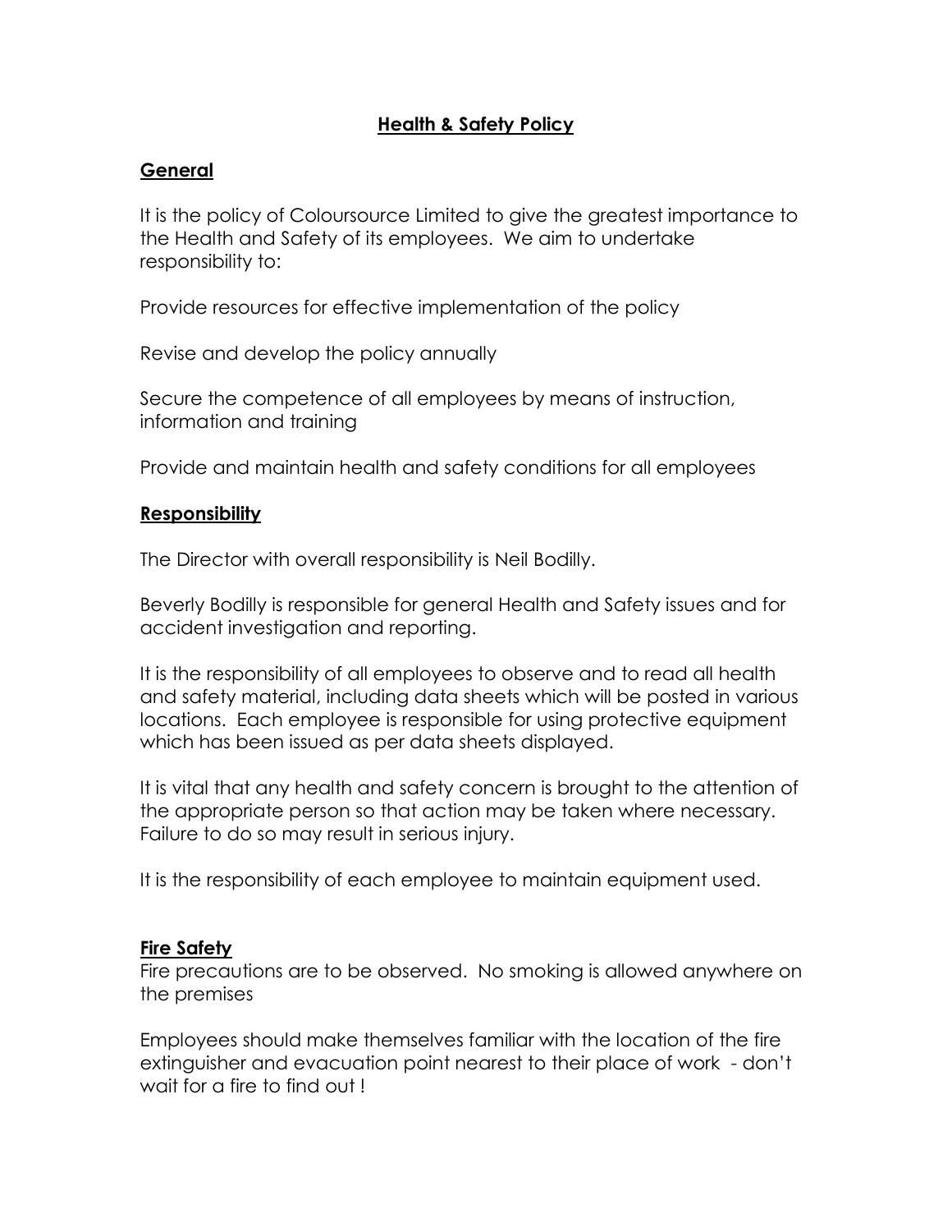# Health & Safety Policy

## General

It is the policy of Coloursource Limited to give the greatest importance to the Health and Safety of its employees. We aim to undertake responsibility to:

Provide resources for effective implementation of the policy

Revise and develop the policy annually

Secure the competence of all employees by means of instruction, information and training

Provide and maintain health and safety conditions for all employees

## Responsibility

The Director with overall responsibility is Neil Bodilly.

Beverly Bodilly is responsible for general Health and Safety issues and for accident investigation and reporting.

It is the responsibility of all employees to observe and to read all health and safety material, including data sheets which will be posted in various locations. Each employee is responsible for using protective equipment which has been issued as per data sheets displayed.

It is vital that any health and safety concern is brought to the attention of the appropriate person so that action may be taken where necessary. Failure to do so may result in serious injury.

It is the responsibility of each employee to maintain equipment used.

## Fire Safety

Fire precautions are to be observed. No smoking is allowed anywhere on the premises

Employees should make themselves familiar with the location of the fire extinguisher and evacuation point nearest to their place of work - don't wait for a fire to find out !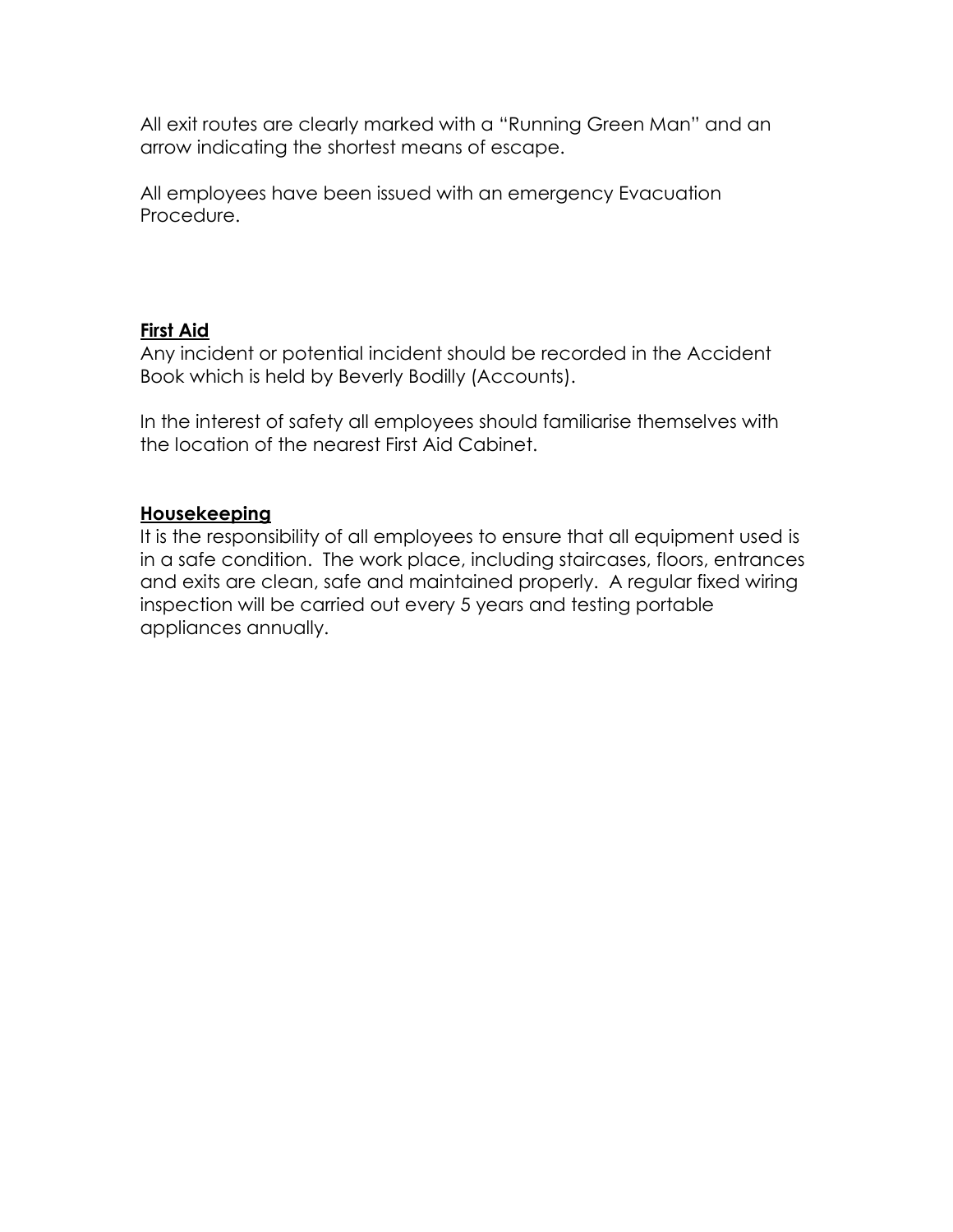All exit routes are clearly marked with a "Running Green Man" and an arrow indicating the shortest means of escape.

All employees have been issued with an emergency Evacuation Procedure.

## First Aid

Any incident or potential incident should be recorded in the Accident Book which is held by Beverly Bodilly (Accounts).

In the interest of safety all employees should familiarise themselves with the location of the nearest First Aid Cabinet.

## Housekeeping

It is the responsibility of all employees to ensure that all equipment used is in a safe condition. The work place, including staircases, floors, entrances and exits are clean, safe and maintained properly. A regular fixed wiring inspection will be carried out every 5 years and testing portable appliances annually.